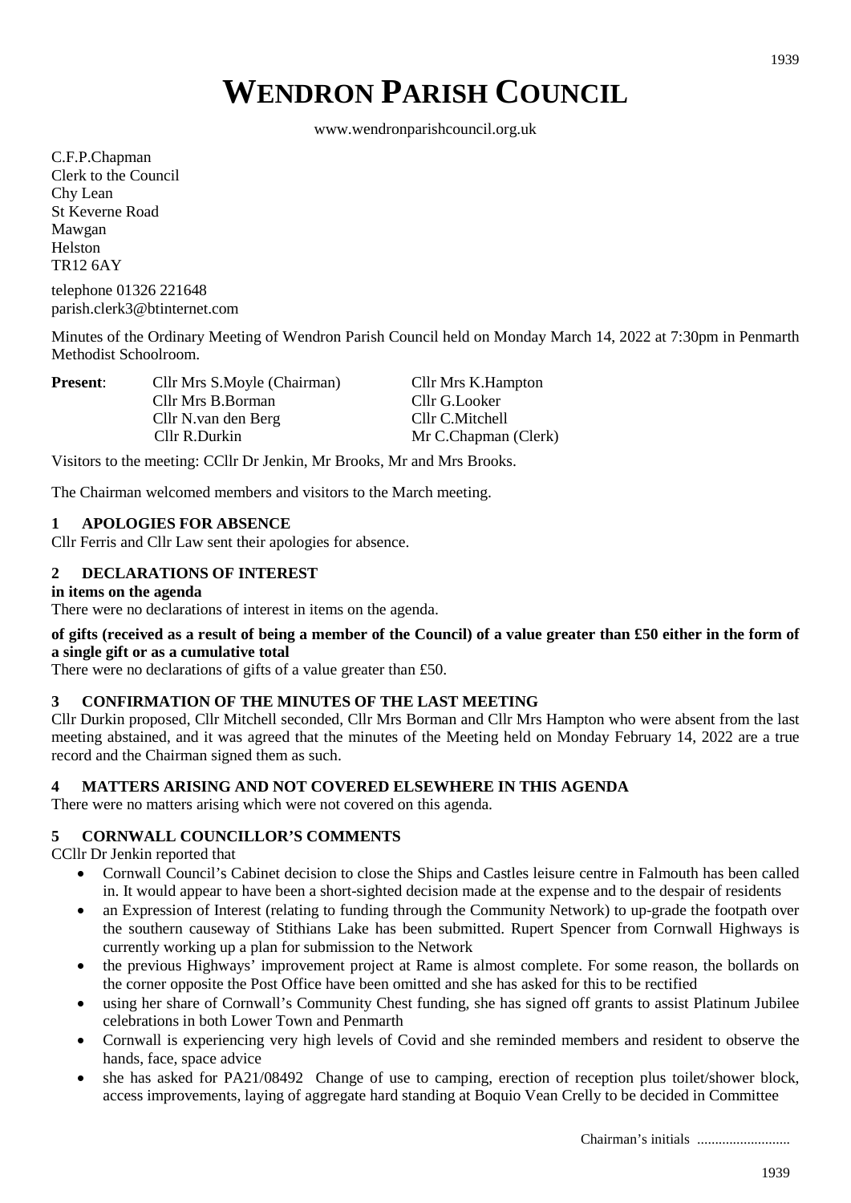# WENDRON PARISH COUNCIL

www.wendronparishcouncil.org.uk

C.F.P.Chapman
Clerk to the Council
Chy Lean
St Keverne Road
Mawgan
Helston
TR12 6AY

telephone 01326 221648
parish.clerk3@btinternet.com

Minutes of the Ordinary Meeting of Wendron Parish Council held on Monday March 14, 2022 at 7:30pm in Penmarth Methodist Schoolroom.

| **Present**: | Cllr Mrs S.Moyle (Chairman) | Cllr Mrs K.Hampton |
|---|---|---|
| | Cllr Mrs B.Borman | Cllr G.Looker |
| | Cllr N.van den Berg | Cllr C.Mitchell |
| | Cllr R.Durkin | Mr C.Chapman (Clerk) |

Visitors to the meeting: CCllr Dr Jenkin, Mr Brooks, Mr and Mrs Brooks.

The Chairman welcomed members and visitors to the March meeting.

## 1 APOLOGIES FOR ABSENCE

Cllr Ferris and Cllr Law sent their apologies for absence.

## 2 DECLARATIONS OF INTEREST

**in items on the agenda**

There were no declarations of interest in items on the agenda.

**of gifts (received as a result of being a member of the Council) of a value greater than £50 either in the form of a single gift or as a cumulative total**

There were no declarations of gifts of a value greater than £50.

## 3 CONFIRMATION OF THE MINUTES OF THE LAST MEETING

Cllr Durkin proposed, Cllr Mitchell seconded, Cllr Mrs Borman and Cllr Mrs Hampton who were absent from the last meeting abstained, and it was agreed that the minutes of the Meeting held on Monday February 14, 2022 are a true record and the Chairman signed them as such.

## 4 MATTERS ARISING AND NOT COVERED ELSEWHERE IN THIS AGENDA

There were no matters arising which were not covered on this agenda.

## 5 CORNWALL COUNCILLOR'S COMMENTS

CCllr Dr Jenkin reported that

- Cornwall Council's Cabinet decision to close the Ships and Castles leisure centre in Falmouth has been called in. It would appear to have been a short-sighted decision made at the expense and to the despair of residents
- an Expression of Interest (relating to funding through the Community Network) to up-grade the footpath over the southern causeway of Stithians Lake has been submitted. Rupert Spencer from Cornwall Highways is currently working up a plan for submission to the Network
- the previous Highways' improvement project at Rame is almost complete. For some reason, the bollards on the corner opposite the Post Office have been omitted and she has asked for this to be rectified
- using her share of Cornwall's Community Chest funding, she has signed off grants to assist Platinum Jubilee celebrations in both Lower Town and Penmarth
- Cornwall is experiencing very high levels of Covid and she reminded members and resident to observe the hands, face, space advice
- she has asked for PA21/08492 Change of use to camping, erection of reception plus toilet/shower block, access improvements, laying of aggregate hard standing at Boquio Vean Crelly to be decided in Committee

Chairman's initials .........................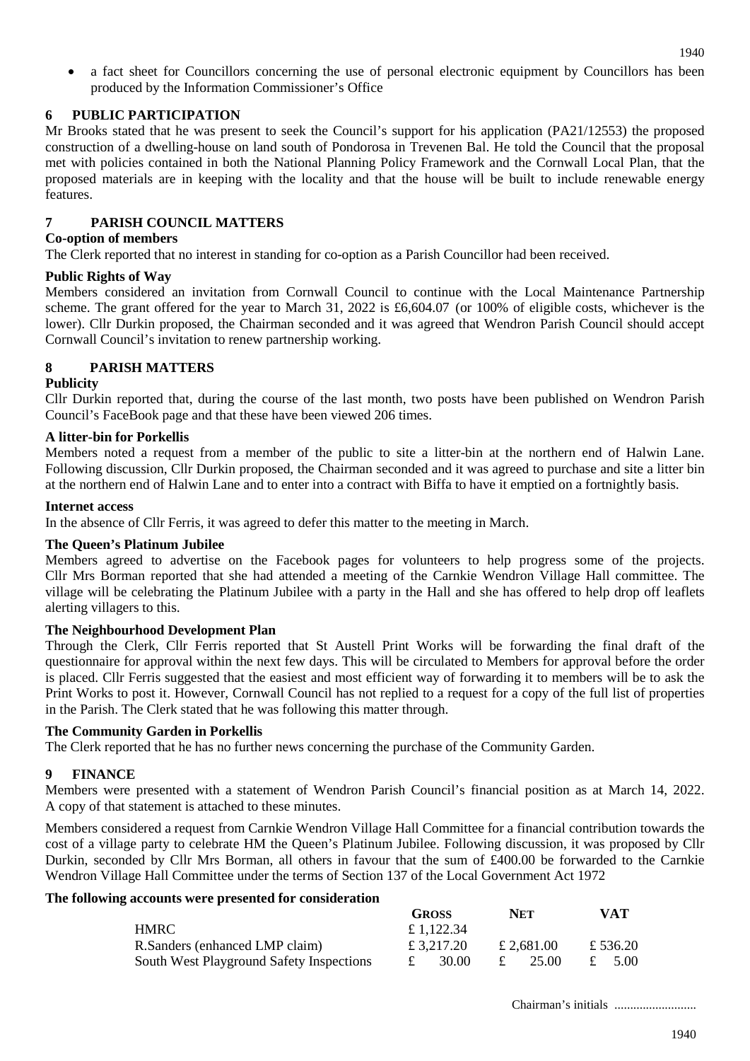- a fact sheet for Councillors concerning the use of personal electronic equipment by Councillors has been produced by the Information Commissioner's Office

## 6 PUBLIC PARTICIPATION

Mr Brooks stated that he was present to seek the Council's support for his application (PA21/12553) the proposed construction of a dwelling-house on land south of Pondorosa in Trevenen Bal. He told the Council that the proposal met with policies contained in both the National Planning Policy Framework and the Cornwall Local Plan, that the proposed materials are in keeping with the locality and that the house will be built to include renewable energy features.

## 7 PARISH COUNCIL MATTERS

**Co-option of members**

The Clerk reported that no interest in standing for co-option as a Parish Councillor had been received.

**Public Rights of Way**

Members considered an invitation from Cornwall Council to continue with the Local Maintenance Partnership scheme. The grant offered for the year to March 31, 2022 is £6,604.07 (or 100% of eligible costs, whichever is the lower). Cllr Durkin proposed, the Chairman seconded and it was agreed that Wendron Parish Council should accept Cornwall Council's invitation to renew partnership working.

## 8 PARISH MATTERS

**Publicity**

Cllr Durkin reported that, during the course of the last month, two posts have been published on Wendron Parish Council's FaceBook page and that these have been viewed 206 times.

**A litter-bin for Porkellis**

Members noted a request from a member of the public to site a litter-bin at the northern end of Halwin Lane. Following discussion, Cllr Durkin proposed, the Chairman seconded and it was agreed to purchase and site a litter bin at the northern end of Halwin Lane and to enter into a contract with Biffa to have it emptied on a fortnightly basis.

**Internet access**

In the absence of Cllr Ferris, it was agreed to defer this matter to the meeting in March.

**The Queen's Platinum Jubilee**

Members agreed to advertise on the Facebook pages for volunteers to help progress some of the projects. Cllr Mrs Borman reported that she had attended a meeting of the Carnkie Wendron Village Hall committee. The village will be celebrating the Platinum Jubilee with a party in the Hall and she has offered to help drop off leaflets alerting villagers to this.

**The Neighbourhood Development Plan**

Through the Clerk, Cllr Ferris reported that St Austell Print Works will be forwarding the final draft of the questionnaire for approval within the next few days. This will be circulated to Members for approval before the order is placed. Cllr Ferris suggested that the easiest and most efficient way of forwarding it to members will be to ask the Print Works to post it. However, Cornwall Council has not replied to a request for a copy of the full list of properties in the Parish. The Clerk stated that he was following this matter through.

**The Community Garden in Porkellis**

The Clerk reported that he has no further news concerning the purchase of the Community Garden.

## 9 FINANCE

Members were presented with a statement of Wendron Parish Council's financial position as at March 14, 2022. A copy of that statement is attached to these minutes.

Members considered a request from Carnkie Wendron Village Hall Committee for a financial contribution towards the cost of a village party to celebrate HM the Queen's Platinum Jubilee. Following discussion, it was proposed by Cllr Durkin, seconded by Cllr Mrs Borman, all others in favour that the sum of £400.00 be forwarded to the Carnkie Wendron Village Hall Committee under the terms of Section 137 of the Local Government Act 1972

**The following accounts were presented for consideration**

| | GROSS | NET | VAT |
|---|---|---|---|
| HMRC | £ 1,122.34 | | |
| R.Sanders (enhanced LMP claim) | £ 3,217.20 | £ 2,681.00 | £ 536.20 |
| South West Playground Safety Inspections | £ 30.00 | £ 25.00 | £ 5.00 |

Chairman's initials ..........................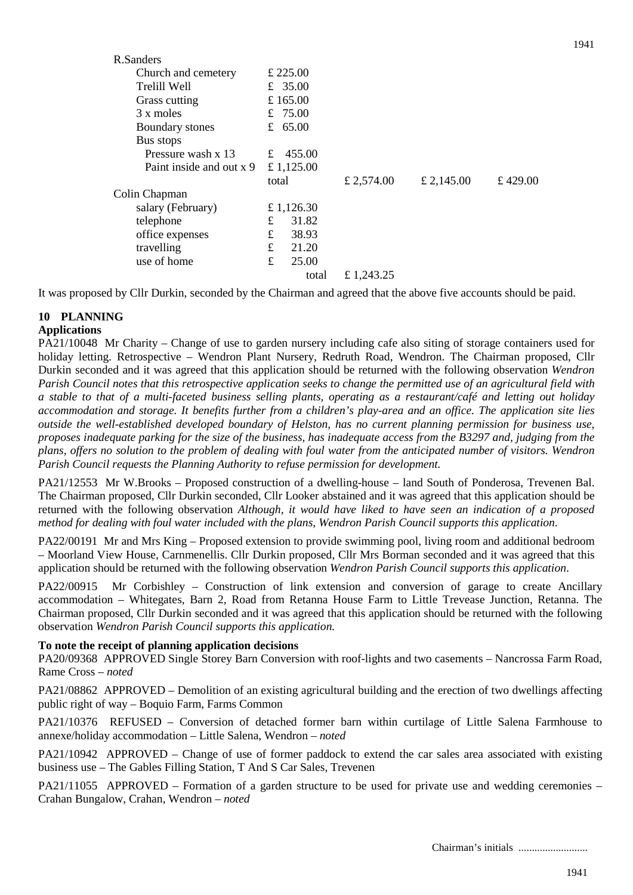| | | | | |
|---|---|---|---|---|
| R.Sanders | | | | |
| Church and cemetery | £ 225.00 | | | |
| Trelill Well | £ 35.00 | | | |
| Grass cutting | £ 165.00 | | | |
| 3 x moles | £ 75.00 | | | |
| Boundary stones | £ 65.00 | | | |
| Bus stops | | | | |
| Pressure wash x 13 | £ 455.00 | | | |
| Paint inside and out x 9 | £ 1,125.00 | | | |
| | total | £ 2,574.00 | £ 2,145.00 | £ 429.00 |
| Colin Chapman | | | | |
| salary (February) | £ 1,126.30 | | | |
| telephone | £ 31.82 | | | |
| office expenses | £ 38.93 | | | |
| travelling | £ 21.20 | | | |
| use of home | £ 25.00 | | | |
| | total | £ 1,243.25 | | |

It was proposed by Cllr Durkin, seconded by the Chairman and agreed that the above five accounts should be paid.

## 10 PLANNING

**Applications**

PA21/10048 Mr Charity – Change of use to garden nursery including cafe also siting of storage containers used for holiday letting. Retrospective – Wendron Plant Nursery, Redruth Road, Wendron. The Chairman proposed, Cllr Durkin seconded and it was agreed that this application should be returned with the following observation *Wendron Parish Council notes that this retrospective application seeks to change the permitted use of an agricultural field with a stable to that of a multi-faceted business selling plants, operating as a restaurant/café and letting out holiday accommodation and storage. It benefits further from a children's play-area and an office. The application site lies outside the well-established developed boundary of Helston, has no current planning permission for business use, proposes inadequate parking for the size of the business, has inadequate access from the B3297 and, judging from the plans, offers no solution to the problem of dealing with foul water from the anticipated number of visitors. Wendron Parish Council requests the Planning Authority to refuse permission for development.*

PA21/12553 Mr W.Brooks – Proposed construction of a dwelling-house – land South of Ponderosa, Trevenen Bal. The Chairman proposed, Cllr Durkin seconded, Cllr Looker abstained and it was agreed that this application should be returned with the following observation *Although, it would have liked to have seen an indication of a proposed method for dealing with foul water included with the plans, Wendron Parish Council supports this application*.

PA22/00191 Mr and Mrs King – Proposed extension to provide swimming pool, living room and additional bedroom – Moorland View House, Carnmenellis. Cllr Durkin proposed, Cllr Mrs Borman seconded and it was agreed that this application should be returned with the following observation *Wendron Parish Council supports this application*.

PA22/00915 Mr Corbishley – Construction of link extension and conversion of garage to create Ancillary accommodation – Whitegates, Barn 2, Road from Retanna House Farm to Little Trevease Junction, Retanna. The Chairman proposed, Cllr Durkin seconded and it was agreed that this application should be returned with the following observation *Wendron Parish Council supports this application.*

**To note the receipt of planning application decisions**

PA20/09368 APPROVED Single Storey Barn Conversion with roof-lights and two casements – Nancrossa Farm Road, Rame Cross – *noted*

PA21/08862 APPROVED – Demolition of an existing agricultural building and the erection of two dwellings affecting public right of way – Boquio Farm, Farms Common

PA21/10376 REFUSED – Conversion of detached former barn within curtilage of Little Salena Farmhouse to annexe/holiday accommodation – Little Salena, Wendron – *noted*

PA21/10942 APPROVED – Change of use of former paddock to extend the car sales area associated with existing business use – The Gables Filling Station, T And S Car Sales, Trevenen

PA21/11055 APPROVED – Formation of a garden structure to be used for private use and wedding ceremonies – Crahan Bungalow, Crahan, Wendron – *noted*

Chairman's initials ..........................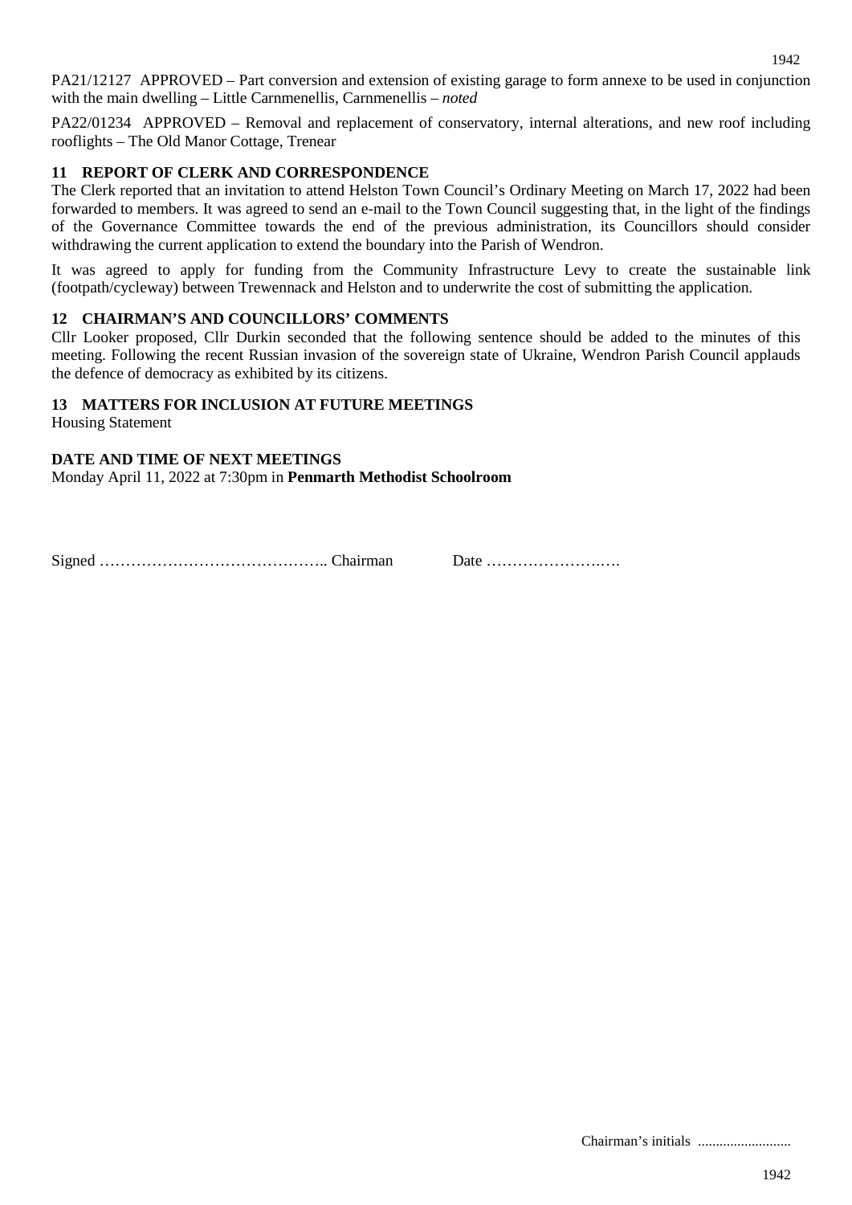PA21/12127 APPROVED – Part conversion and extension of existing garage to form annexe to be used in conjunction with the main dwelling – Little Carnmenellis, Carnmenellis – *noted*

PA22/01234 APPROVED – Removal and replacement of conservatory, internal alterations, and new roof including rooflights – The Old Manor Cottage, Trenear

## 11 REPORT OF CLERK AND CORRESPONDENCE

The Clerk reported that an invitation to attend Helston Town Council's Ordinary Meeting on March 17, 2022 had been forwarded to members. It was agreed to send an e-mail to the Town Council suggesting that, in the light of the findings of the Governance Committee towards the end of the previous administration, its Councillors should consider withdrawing the current application to extend the boundary into the Parish of Wendron.

It was agreed to apply for funding from the Community Infrastructure Levy to create the sustainable link (footpath/cycleway) between Trewennack and Helston and to underwrite the cost of submitting the application.

## 12 CHAIRMAN'S AND COUNCILLORS' COMMENTS

Cllr Looker proposed, Cllr Durkin seconded that the following sentence should be added to the minutes of this meeting. Following the recent Russian invasion of the sovereign state of Ukraine, Wendron Parish Council applauds the defence of democracy as exhibited by its citizens.

## 13 MATTERS FOR INCLUSION AT FUTURE MEETINGS

Housing Statement

## DATE AND TIME OF NEXT MEETINGS

Monday April 11, 2022 at 7:30pm in **Penmarth Methodist Schoolroom**

Signed …………………………………….. Chairman Date …………………….

Chairman's initials ..........................